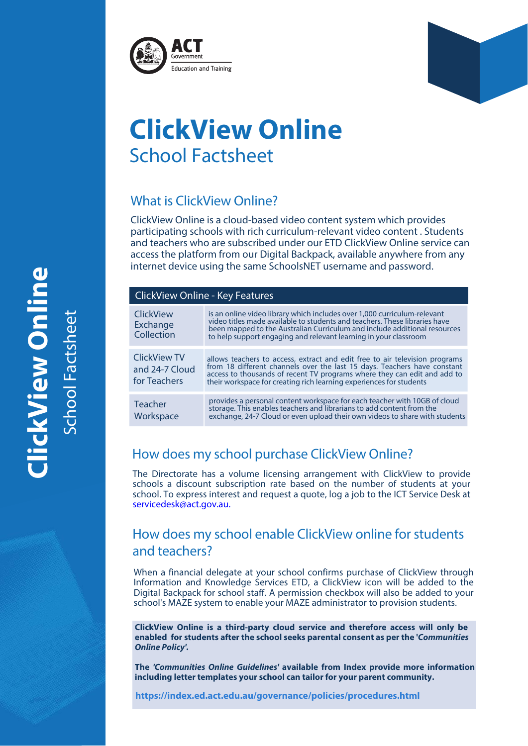ACT Government
Education and Training

# ClickView Online
## School Factsheet

### What is ClickView Online?

ClickView Online is a cloud-based video content system which provides participating schools with rich curriculum-relevant video content . Students and teachers who are subscribed under our ETD ClickView Online service can access the platform from our Digital Backpack, available anywhere from any internet device using the same SchoolsNET username and password.

| ClickView Online - Key Features | |
|---|---|
| ClickView Exchange Collection | is an online video library which includes over 1,000 curriculum-relevant video titles made available to students and teachers. These libraries have been mapped to the Australian Curriculum and include additional resources to help support engaging and relevant learning in your classroom |
| ClickView TV and 24-7 Cloud for Teachers | allows teachers to access, extract and edit free to air television programs from 18 different channels over the last 15 days. Teachers have constant access to thousands of recent TV programs where they can edit and add to their workspace for creating rich learning experiences for students |
| Teacher Workspace | provides a personal content workspace for each teacher with 10GB of cloud storage. This enables teachers and librarians to add content from the exchange, 24-7 Cloud or even upload their own videos to share with students |

### How does my school purchase ClickView Online?

The Directorate has a volume licensing arrangement with ClickView to provide schools a discount subscription rate based on the number of students at your school. To express interest and request a quote, log a job to the ICT Service Desk at servicedesk@act.gov.au.

### How does my school enable ClickView online for students and teachers?

When a financial delegate at your school confirms purchase of ClickView through Information and Knowledge Services ETD, a ClickView icon will be added to the Digital Backpack for school staff. A permission checkbox will also be added to your school's MAZE system to enable your MAZE administrator to provision students.

**ClickView Online is a third-party cloud service and therefore access will only be enabled for students after the school seeks parental consent as per the '*Communities Online Policy*'.**

**The '*Communities Online Guidelines*' available from Index provide more information including letter templates your school can tailor for your parent community.**

**https://index.ed.act.edu.au/governance/policies/procedures.html**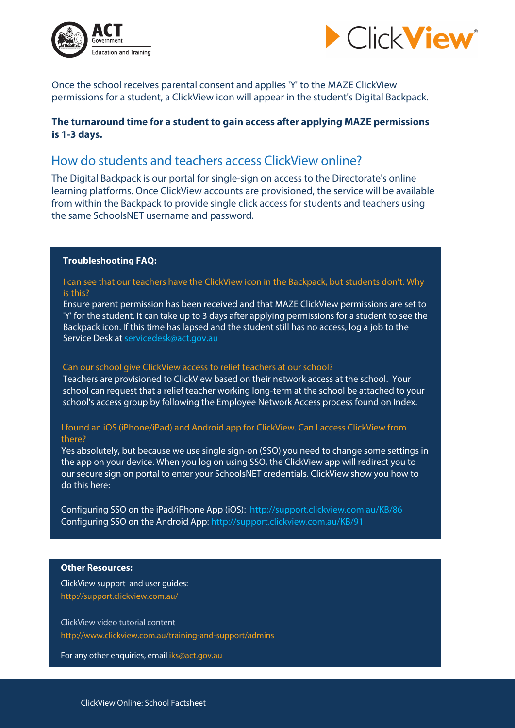Once the school receives parental consent and applies 'Y' to the MAZE ClickView permissions for a student, a ClickView icon will appear in the student's Digital Backpack.

**The turnaround time for a student to gain access after applying MAZE permissions is 1-3 days.**

## How do students and teachers access ClickView online?

The Digital Backpack is our portal for single-sign on access to the Directorate's online learning platforms. Once ClickView accounts are provisioned, the service will be available from within the Backpack to provide single click access for students and teachers using the same SchoolsNET username and password.

**Troubleshooting FAQ:**

I can see that our teachers have the ClickView icon in the Backpack, but students don't. Why is this?

Ensure parent permission has been received and that MAZE ClickView permissions are set to 'Y' for the student. It can take up to 3 days after applying permissions for a student to see the Backpack icon. If this time has lapsed and the student still has no access, log a job to the Service Desk at servicedesk@act.gov.au

Can our school give ClickView access to relief teachers at our school?

Teachers are provisioned to ClickView based on their network access at the school. Your school can request that a relief teacher working long-term at the school be attached to your school's access group by following the Employee Network Access process found on Index.

I found an iOS (iPhone/iPad) and Android app for ClickView. Can I access ClickView from there?

Yes absolutely, but because we use single sign-on (SSO) you need to change some settings in the app on your device. When you log on using SSO, the ClickView app will redirect you to our secure sign on portal to enter your SchoolsNET credentials. ClickView show you how to do this here:

Configuring SSO on the iPad/iPhone App (iOS): http://support.clickview.com.au/KB/86
Configuring SSO on the Android App: http://support.clickview.com.au/KB/91

**Other Resources:**

ClickView support and user guides:
http://support.clickview.com.au/

ClickView video tutorial content
http://www.clickview.com.au/training-and-support/admins

For any other enquiries, email iks@act.gov.au